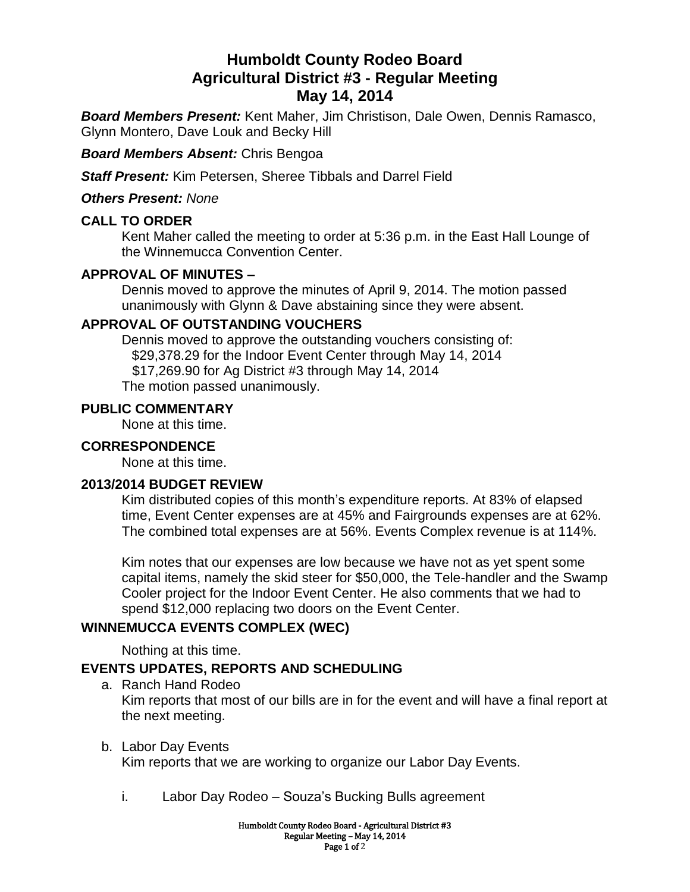# Humboldt County Rodeo Board
# Agricultural District #3 - Regular Meeting
# May 14, 2014

***Board Members Present:*** Kent Maher, Jim Christison, Dale Owen, Dennis Ramasco, Glynn Montero, Dave Louk and Becky Hill

***Board Members Absent:*** Chris Bengoa

***Staff Present:*** Kim Petersen, Sheree Tibbals and Darrel Field

***Others Present:*** *None*

## CALL TO ORDER

Kent Maher called the meeting to order at 5:36 p.m. in the East Hall Lounge of the Winnemucca Convention Center.

## APPROVAL OF MINUTES –

Dennis moved to approve the minutes of April 9, 2014. The motion passed unanimously with Glynn & Dave abstaining since they were absent.

## APPROVAL OF OUTSTANDING VOUCHERS

Dennis moved to approve the outstanding vouchers consisting of:
$29,378.29 for the Indoor Event Center through May 14, 2014
$17,269.90 for Ag District #3 through May 14, 2014
The motion passed unanimously.

## PUBLIC COMMENTARY

None at this time.

## CORRESPONDENCE

None at this time.

## 2013/2014 BUDGET REVIEW

Kim distributed copies of this month's expenditure reports. At 83% of elapsed time, Event Center expenses are at 45% and Fairgrounds expenses are at 62%. The combined total expenses are at 56%. Events Complex revenue is at 114%.

Kim notes that our expenses are low because we have not as yet spent some capital items, namely the skid steer for $50,000, the Tele-handler and the Swamp Cooler project for the Indoor Event Center. He also comments that we had to spend $12,000 replacing two doors on the Event Center.

## WINNEMUCCA EVENTS COMPLEX (WEC)

Nothing at this time.

## EVENTS UPDATES, REPORTS AND SCHEDULING

a. Ranch Hand Rodeo
   Kim reports that most of our bills are in for the event and will have a final report at the next meeting.

b. Labor Day Events
   Kim reports that we are working to organize our Labor Day Events.

   i. Labor Day Rodeo – Souza's Bucking Bulls agreement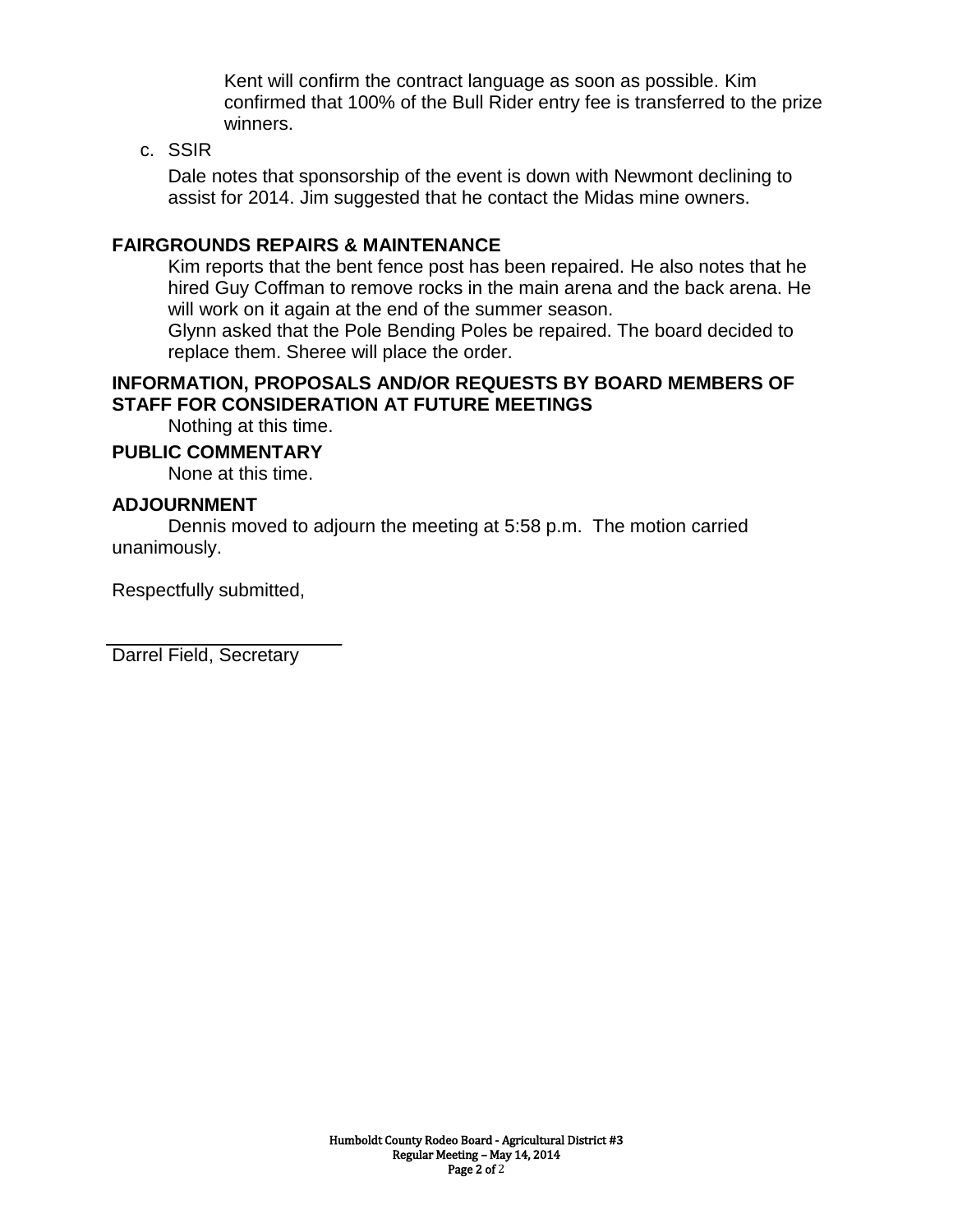Kent will confirm the contract language as soon as possible. Kim confirmed that 100% of the Bull Rider entry fee is transferred to the prize winners.

c. SSIR

   Dale notes that sponsorship of the event is down with Newmont declining to assist for 2014. Jim suggested that he contact the Midas mine owners.

## FAIRGROUNDS REPAIRS & MAINTENANCE

Kim reports that the bent fence post has been repaired. He also notes that he hired Guy Coffman to remove rocks in the main arena and the back arena. He will work on it again at the end of the summer season.

Glynn asked that the Pole Bending Poles be repaired. The board decided to replace them. Sheree will place the order.

## INFORMATION, PROPOSALS AND/OR REQUESTS BY BOARD MEMBERS OF STAFF FOR CONSIDERATION AT FUTURE MEETINGS

Nothing at this time.

## PUBLIC COMMENTARY

None at this time.

## ADJOURNMENT

Dennis moved to adjourn the meeting at 5:58 p.m. The motion carried unanimously.

Respectfully submitted,

Darrel Field, Secretary